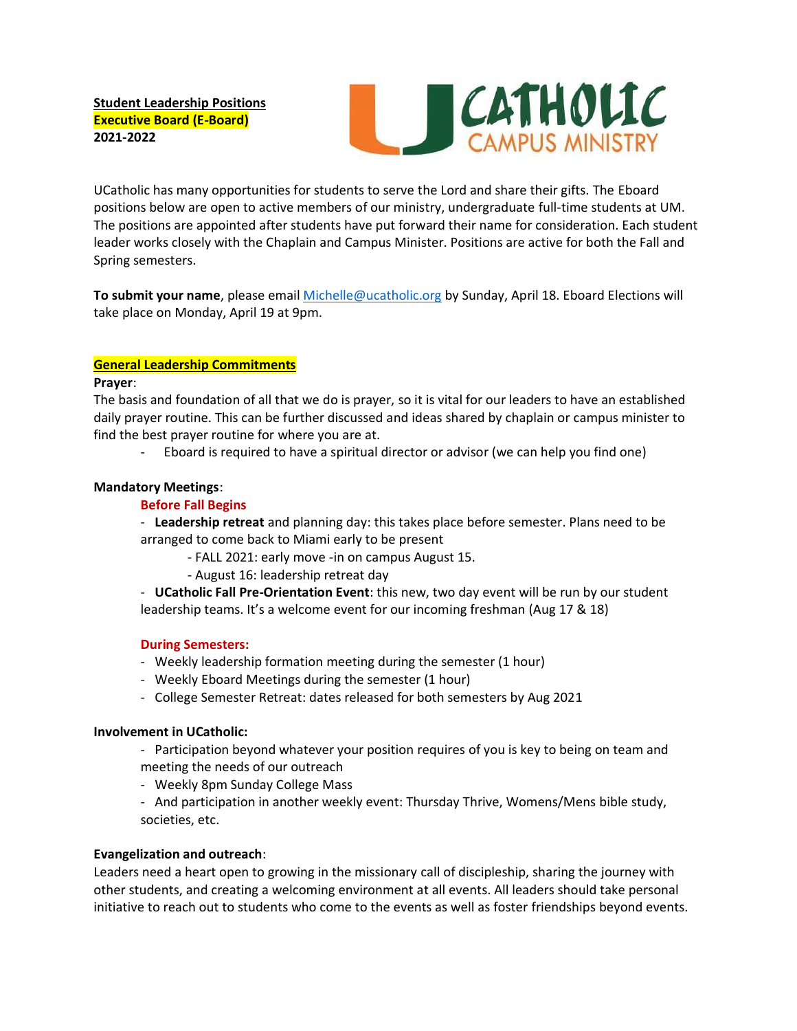**Student Leadership Positions**
**Executive Board (E-Board)**
**2021-2022**

UCatholic has many opportunities for students to serve the Lord and share their gifts. The Eboard positions below are open to active members of our ministry, undergraduate full-time students at UM. The positions are appointed after students have put forward their name for consideration. Each student leader works closely with the Chaplain and Campus Minister. Positions are active for both the Fall and Spring semesters.

**To submit your name**, please email [Michelle@ucatholic.org](mailto:Michelle@ucatholic.org) by Sunday, April 18. Eboard Elections will take place on Monday, April 19 at 9pm.

## General Leadership Commitments

**Prayer**:

The basis and foundation of all that we do is prayer, so it is vital for our leaders to have an established daily prayer routine. This can be further discussed and ideas shared by chaplain or campus minister to find the best prayer routine for where you are at.

- Eboard is required to have a spiritual director or advisor (we can help you find one)

**Mandatory Meetings**:

**Before Fall Begins**

- **Leadership retreat** and planning day: this takes place before semester. Plans need to be arranged to come back to Miami early to be present
  - FALL 2021: early move -in on campus August 15.
  - August 16: leadership retreat day
- **UCatholic Fall Pre-Orientation Event**: this new, two day event will be run by our student leadership teams. It's a welcome event for our incoming freshman (Aug 17 & 18)

**During Semesters:**

- Weekly leadership formation meeting during the semester (1 hour)
- Weekly Eboard Meetings during the semester (1 hour)
- College Semester Retreat: dates released for both semesters by Aug 2021

**Involvement in UCatholic:**

- Participation beyond whatever your position requires of you is key to being on team and meeting the needs of our outreach
- Weekly 8pm Sunday College Mass
- And participation in another weekly event: Thursday Thrive, Womens/Mens bible study, societies, etc.

**Evangelization and outreach**:

Leaders need a heart open to growing in the missionary call of discipleship, sharing the journey with other students, and creating a welcoming environment at all events. All leaders should take personal initiative to reach out to students who come to the events as well as foster friendships beyond events.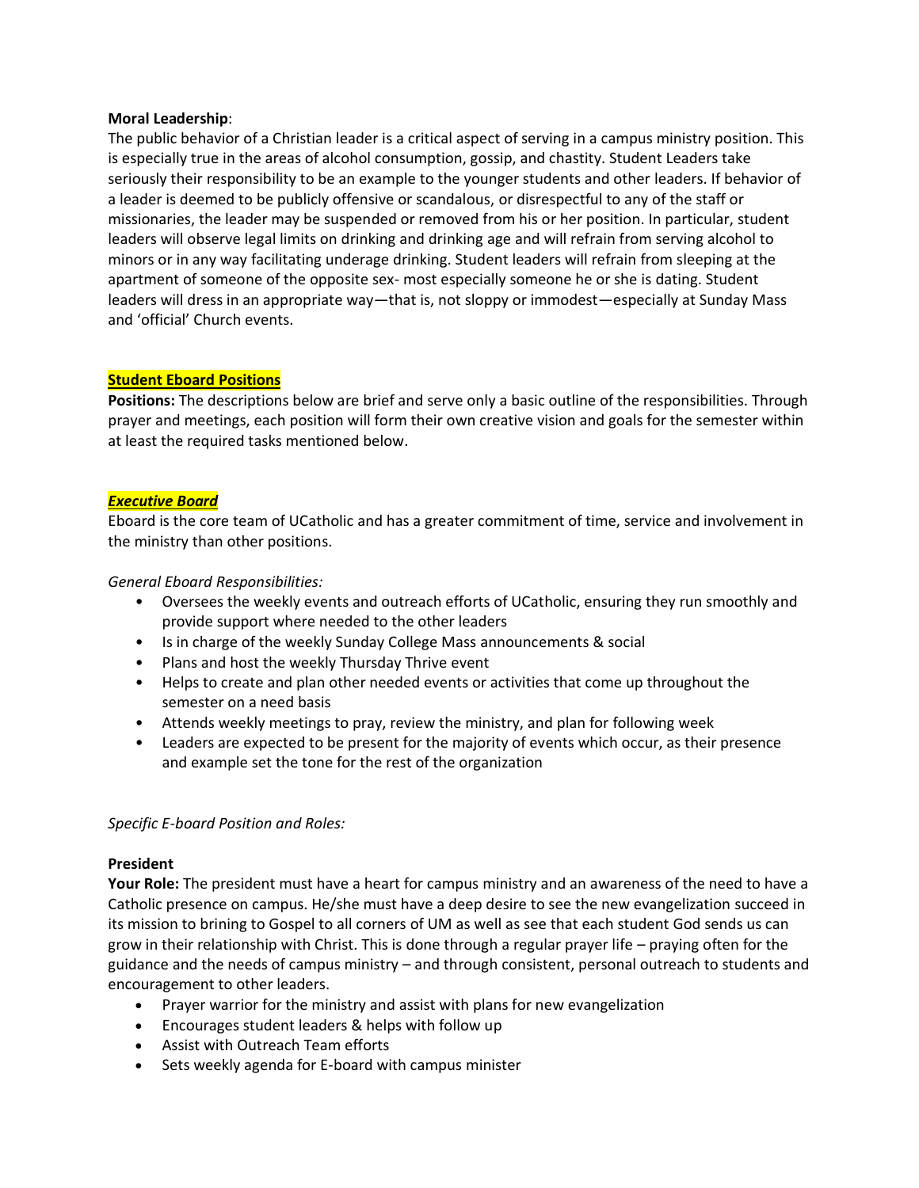**Moral Leadership**:
The public behavior of a Christian leader is a critical aspect of serving in a campus ministry position. This is especially true in the areas of alcohol consumption, gossip, and chastity. Student Leaders take seriously their responsibility to be an example to the younger students and other leaders. If behavior of a leader is deemed to be publicly offensive or scandalous, or disrespectful to any of the staff or missionaries, the leader may be suspended or removed from his or her position. In particular, student leaders will observe legal limits on drinking and drinking age and will refrain from serving alcohol to minors or in any way facilitating underage drinking. Student leaders will refrain from sleeping at the apartment of someone of the opposite sex- most especially someone he or she is dating. Student leaders will dress in an appropriate way—that is, not sloppy or immodest—especially at Sunday Mass and 'official' Church events.

## Student Eboard Positions

**Positions:** The descriptions below are brief and serve only a basic outline of the responsibilities. Through prayer and meetings, each position will form their own creative vision and goals for the semester within at least the required tasks mentioned below.

### *Executive Board*

Eboard is the core team of UCatholic and has a greater commitment of time, service and involvement in the ministry than other positions.

*General Eboard Responsibilities:*

- Oversees the weekly events and outreach efforts of UCatholic, ensuring they run smoothly and provide support where needed to the other leaders
- Is in charge of the weekly Sunday College Mass announcements & social
- Plans and host the weekly Thursday Thrive event
- Helps to create and plan other needed events or activities that come up throughout the semester on a need basis
- Attends weekly meetings to pray, review the ministry, and plan for following week
- Leaders are expected to be present for the majority of events which occur, as their presence and example set the tone for the rest of the organization

*Specific E-board Position and Roles:*

**President**

**Your Role:** The president must have a heart for campus ministry and an awareness of the need to have a Catholic presence on campus. He/she must have a deep desire to see the new evangelization succeed in its mission to brining to Gospel to all corners of UM as well as see that each student God sends us can grow in their relationship with Christ. This is done through a regular prayer life – praying often for the guidance and the needs of campus ministry – and through consistent, personal outreach to students and encouragement to other leaders.

- Prayer warrior for the ministry and assist with plans for new evangelization
- Encourages student leaders & helps with follow up
- Assist with Outreach Team efforts
- Sets weekly agenda for E-board with campus minister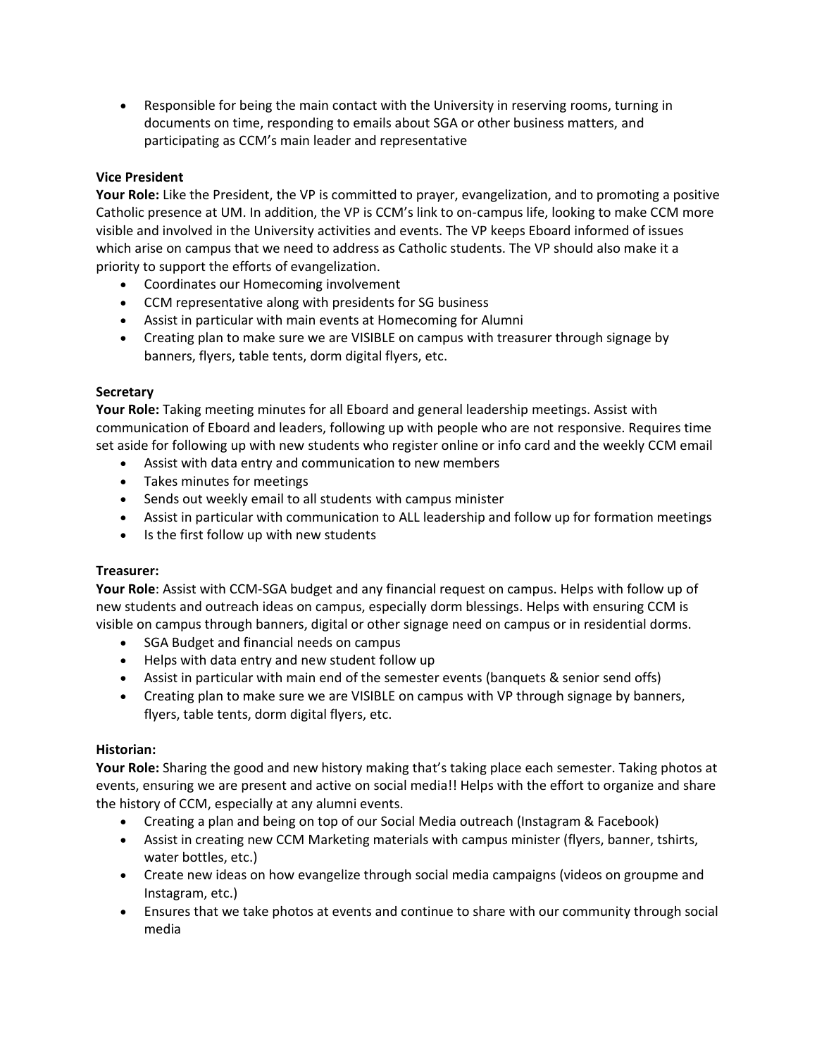- Responsible for being the main contact with the University in reserving rooms, turning in documents on time, responding to emails about SGA or other business matters, and participating as CCM's main leader and representative

**Vice President**

**Your Role:** Like the President, the VP is committed to prayer, evangelization, and to promoting a positive Catholic presence at UM. In addition, the VP is CCM's link to on-campus life, looking to make CCM more visible and involved in the University activities and events. The VP keeps Eboard informed of issues which arise on campus that we need to address as Catholic students. The VP should also make it a priority to support the efforts of evangelization.

- Coordinates our Homecoming involvement
- CCM representative along with presidents for SG business
- Assist in particular with main events at Homecoming for Alumni
- Creating plan to make sure we are VISIBLE on campus with treasurer through signage by banners, flyers, table tents, dorm digital flyers, etc.

**Secretary**

**Your Role:** Taking meeting minutes for all Eboard and general leadership meetings. Assist with communication of Eboard and leaders, following up with people who are not responsive. Requires time set aside for following up with new students who register online or info card and the weekly CCM email

- Assist with data entry and communication to new members
- Takes minutes for meetings
- Sends out weekly email to all students with campus minister
- Assist in particular with communication to ALL leadership and follow up for formation meetings
- Is the first follow up with new students

**Treasurer:**

**Your Role**: Assist with CCM-SGA budget and any financial request on campus. Helps with follow up of new students and outreach ideas on campus, especially dorm blessings. Helps with ensuring CCM is visible on campus through banners, digital or other signage need on campus or in residential dorms.

- SGA Budget and financial needs on campus
- Helps with data entry and new student follow up
- Assist in particular with main end of the semester events (banquets & senior send offs)
- Creating plan to make sure we are VISIBLE on campus with VP through signage by banners, flyers, table tents, dorm digital flyers, etc.

**Historian:**

**Your Role:** Sharing the good and new history making that's taking place each semester. Taking photos at events, ensuring we are present and active on social media!! Helps with the effort to organize and share the history of CCM, especially at any alumni events.

- Creating a plan and being on top of our Social Media outreach (Instagram & Facebook)
- Assist in creating new CCM Marketing materials with campus minister (flyers, banner, tshirts, water bottles, etc.)
- Create new ideas on how evangelize through social media campaigns (videos on groupme and Instagram, etc.)
- Ensures that we take photos at events and continue to share with our community through social media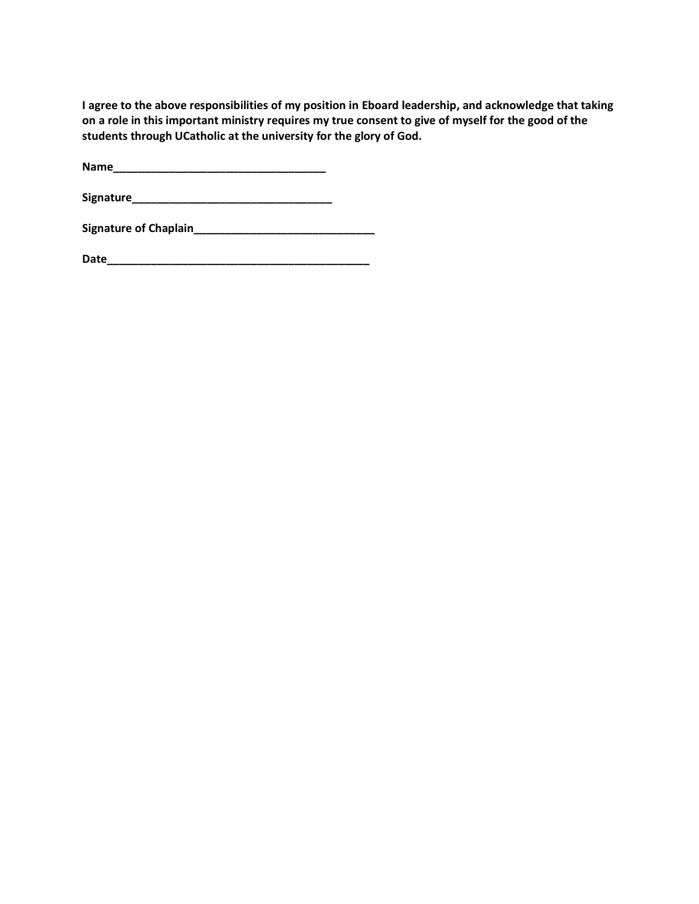**I agree to the above responsibilities of my position in Eboard leadership, and acknowledge that taking on a role in this important ministry requires my true consent to give of myself for the good of the students through UCatholic at the university for the glory of God.**

**Name**___________________________________

**Signature**________________________________

**Signature of Chaplain**_____________________________

**Date**____________________________________________